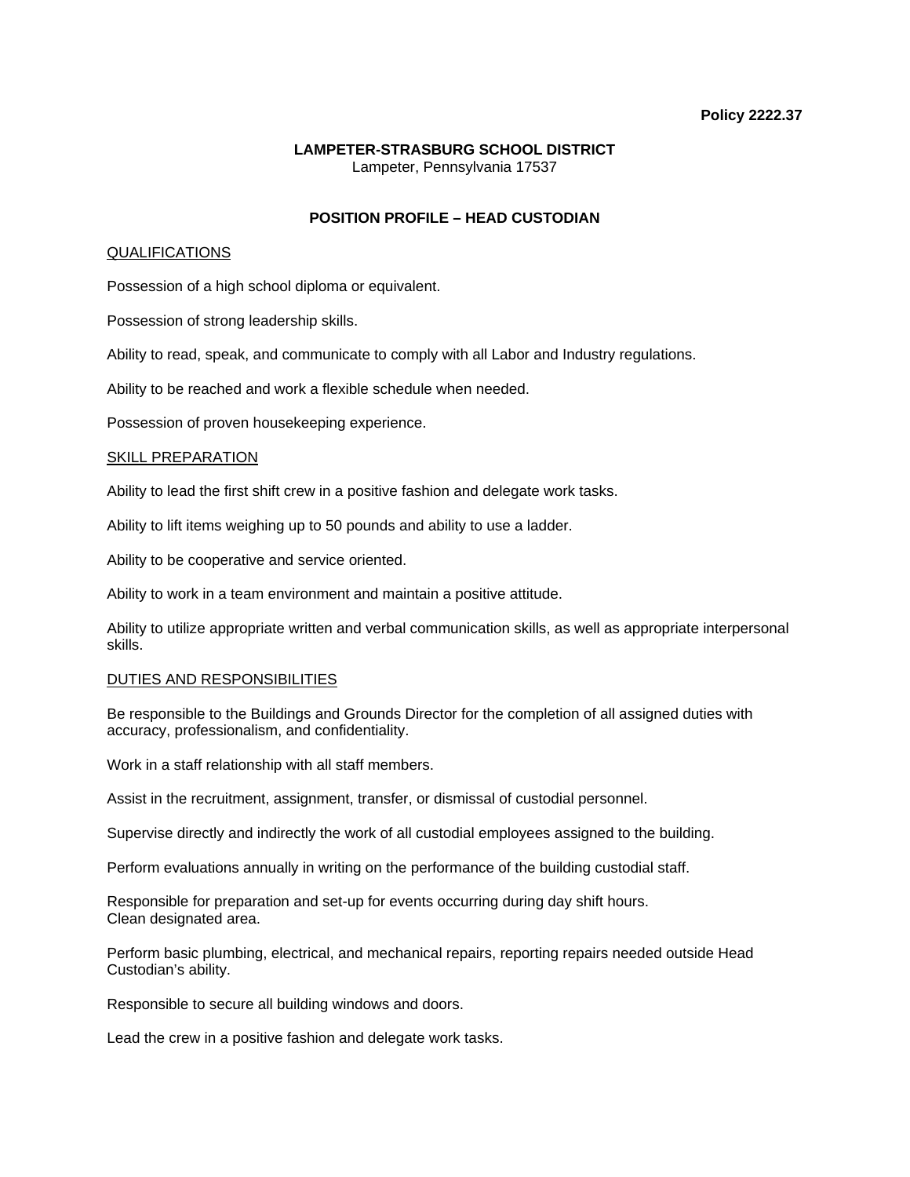**Policy 2222.37**

**LAMPETER-STRASBURG SCHOOL DISTRICT**
Lampeter, Pennsylvania 17537

# POSITION PROFILE – HEAD CUSTODIAN

## QUALIFICATIONS

Possession of a high school diploma or equivalent.

Possession of strong leadership skills.

Ability to read, speak, and communicate to comply with all Labor and Industry regulations.

Ability to be reached and work a flexible schedule when needed.

Possession of proven housekeeping experience.

## SKILL PREPARATION

Ability to lead the first shift crew in a positive fashion and delegate work tasks.

Ability to lift items weighing up to 50 pounds and ability to use a ladder.

Ability to be cooperative and service oriented.

Ability to work in a team environment and maintain a positive attitude.

Ability to utilize appropriate written and verbal communication skills, as well as appropriate interpersonal skills.

## DUTIES AND RESPONSIBILITIES

Be responsible to the Buildings and Grounds Director for the completion of all assigned duties with accuracy, professionalism, and confidentiality.

Work in a staff relationship with all staff members.

Assist in the recruitment, assignment, transfer, or dismissal of custodial personnel.

Supervise directly and indirectly the work of all custodial employees assigned to the building.

Perform evaluations annually in writing on the performance of the building custodial staff.

Responsible for preparation and set-up for events occurring during day shift hours.
Clean designated area.

Perform basic plumbing, electrical, and mechanical repairs, reporting repairs needed outside Head Custodian's ability.

Responsible to secure all building windows and doors.

Lead the crew in a positive fashion and delegate work tasks.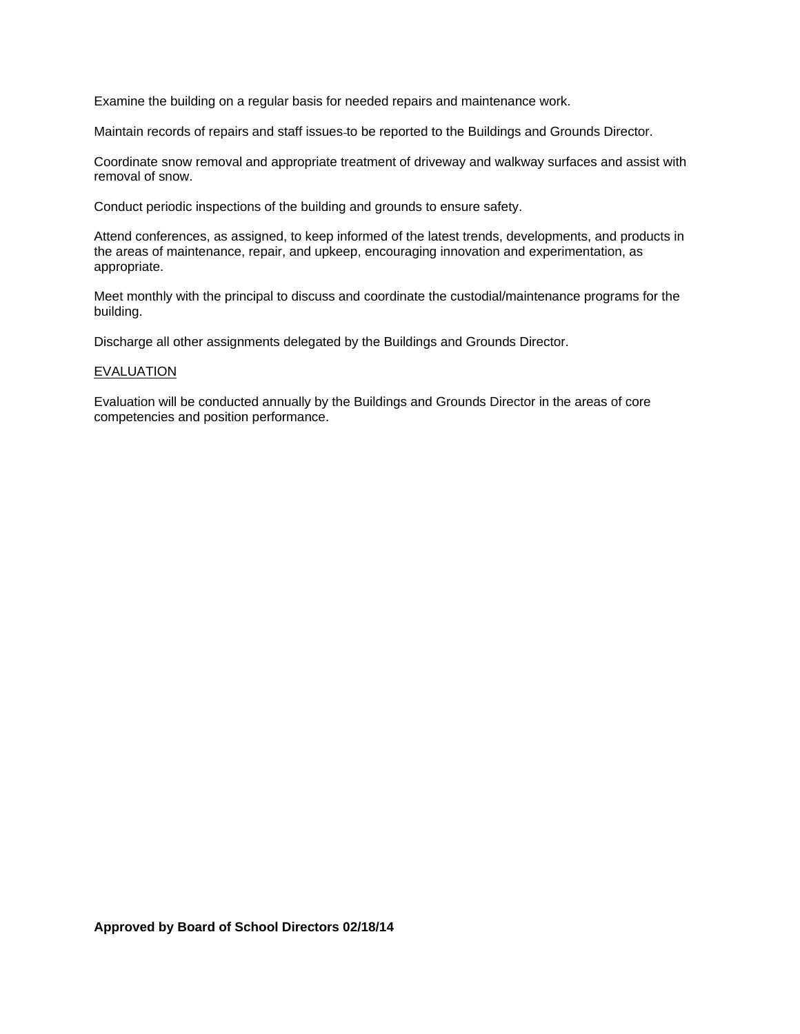Examine the building on a regular basis for needed repairs and maintenance work.

Maintain records of repairs and staff issues to be reported to the Buildings and Grounds Director.

Coordinate snow removal and appropriate treatment of driveway and walkway surfaces and assist with removal of snow.

Conduct periodic inspections of the building and grounds to ensure safety.

Attend conferences, as assigned, to keep informed of the latest trends, developments, and products in the areas of maintenance, repair, and upkeep, encouraging innovation and experimentation, as appropriate.

Meet monthly with the principal to discuss and coordinate the custodial/maintenance programs for the building.

Discharge all other assignments delegated by the Buildings and Grounds Director.

<u>EVALUATION</u>

Evaluation will be conducted annually by the Buildings and Grounds Director in the areas of core competencies and position performance.

**Approved by Board of School Directors 02/18/14**